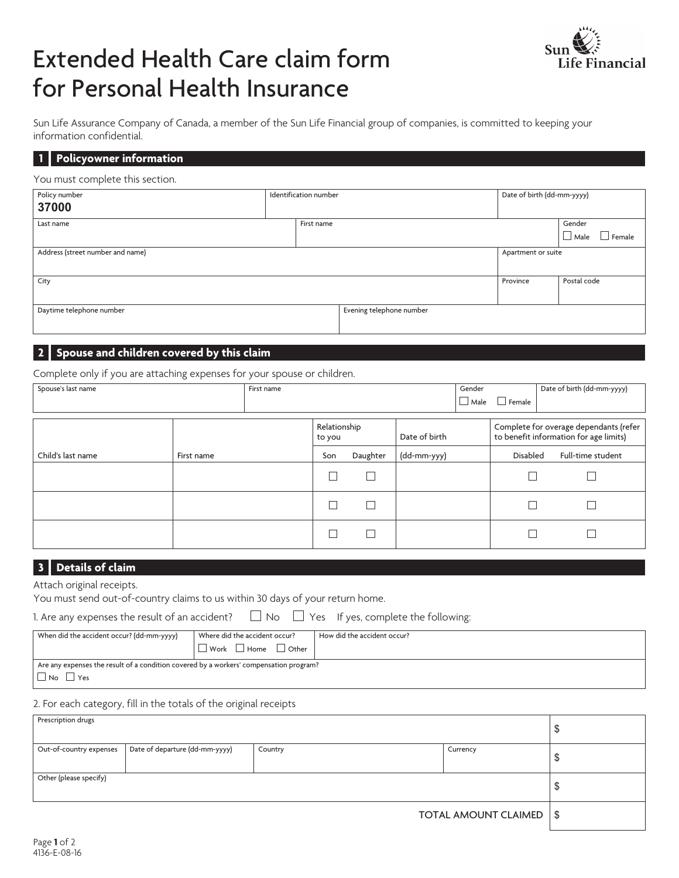# Extended Health Care claim form for Personal Health Insurance

Sun Life Financial

Sun Life Assurance Company of Canada, a member of the Sun Life Financial group of companies, is committed to keeping your information confidential.

## 1 Policyowner information

You must complete this section.

| Policy number | Identification number | Date of birth (dd-mm-yyyy) |
|---|---|---|
| 37000 | | |

| Last name | First name | Gender |
|---|---|---|
| | | ☐ Male ☐ Female |

| Address (street number and name) | Apartment or suite |
|---|---|
| | |

| City | Province | Postal code |
|---|---|---|
| | | |

| Daytime telephone number | Evening telephone number |
|---|---|
| | |

## 2 Spouse and children covered by this claim

Complete only if you are attaching expenses for your spouse or children.

| Spouse's last name | First name | Gender | Date of birth (dd-mm-yyyy) |
|---|---|---|---|
| | | ☐ Male ☐ Female | |

| | | Relationship to you | | Date of birth | Complete for overage dependants (refer to benefit information for age limits) | |
|---|---|---|---|---|---|---|
| Child's last name | First name | Son | Daughter | (dd-mm-yyy) | Disabled | Full-time student |
| | | ☐ | ☐ | | ☐ | ☐ |
| | | ☐ | ☐ | | ☐ | ☐ |
| | | ☐ | ☐ | | ☐ | ☐ |

## 3 Details of claim

Attach original receipts.

You must send out-of-country claims to us within 30 days of your return home.

1. Are any expenses the result of an accident? ☐ No ☐ Yes If yes, complete the following:

| When did the accident occur? (dd-mm-yyyy) | Where did the accident occur? | How did the accident occur? |
|---|---|---|
| | ☐ Work ☐ Home ☐ Other | |

Are any expenses the result of a condition covered by a workers' compensation program?
☐ No ☐ Yes

2. For each category, fill in the totals of the original receipts

| Prescription drugs | | | | $ |
|---|---|---|---|---|
| Out-of-country expenses | Date of departure (dd-mm-yyyy) | Country | Currency | $ |
| Other (please specify) | | | | $ |
| | | | TOTAL AMOUNT CLAIMED | $ |

4136-E-08-16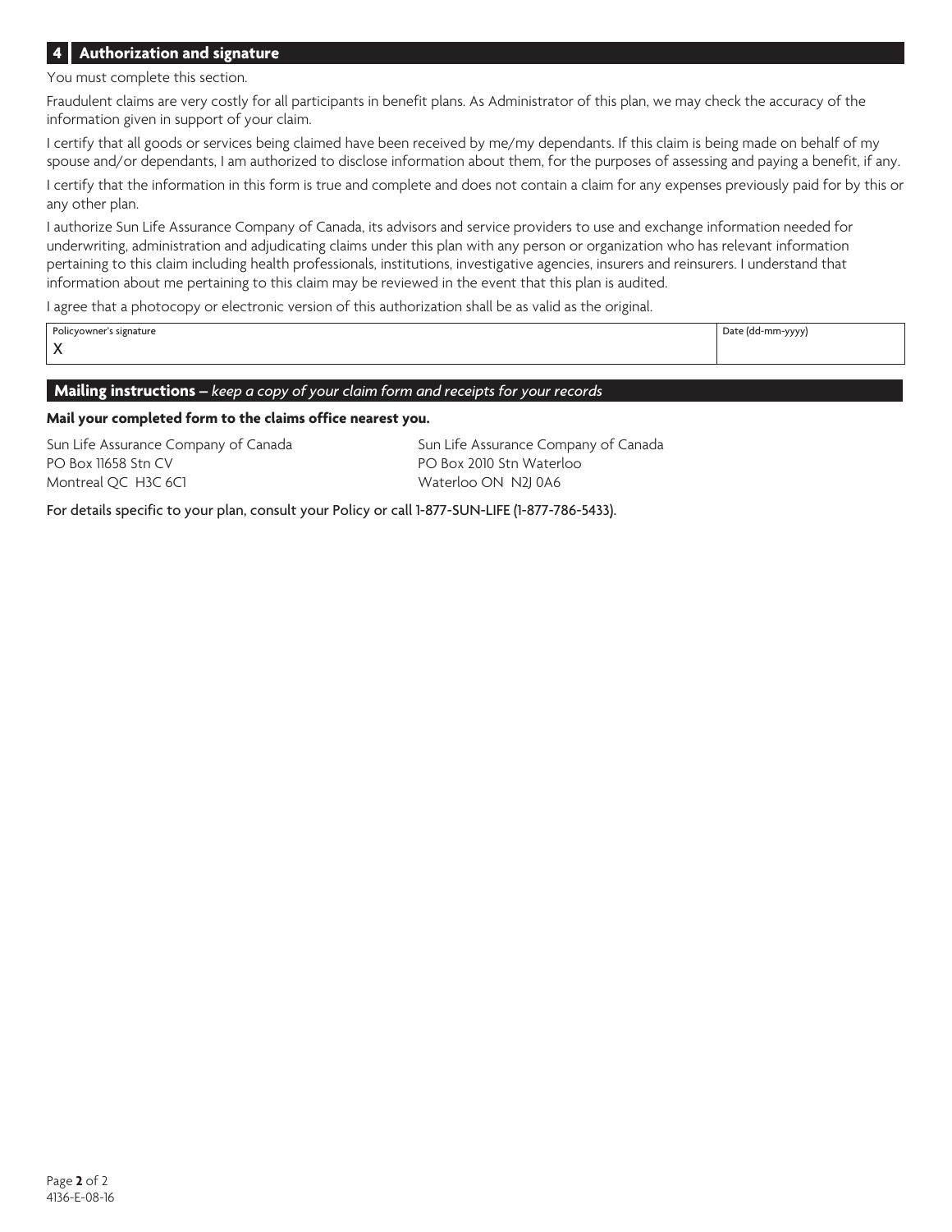## 4 Authorization and signature

You must complete this section.

Fraudulent claims are very costly for all participants in benefit plans. As Administrator of this plan, we may check the accuracy of the information given in support of your claim.

I certify that all goods or services being claimed have been received by me/my dependants. If this claim is being made on behalf of my spouse and/or dependants, I am authorized to disclose information about them, for the purposes of assessing and paying a benefit, if any.

I certify that the information in this form is true and complete and does not contain a claim for any expenses previously paid for by this or any other plan.

I authorize Sun Life Assurance Company of Canada, its advisors and service providers to use and exchange information needed for underwriting, administration and adjudicating claims under this plan with any person or organization who has relevant information pertaining to this claim including health professionals, institutions, investigative agencies, insurers and reinsurers. I understand that information about me pertaining to this claim may be reviewed in the event that this plan is audited.

I agree that a photocopy or electronic version of this authorization shall be as valid as the original.

| Policyowner's signature | Date (dd-mm-yyyy) |
|---|---|
| X | |

## Mailing instructions – *keep a copy of your claim form and receipts for your records*

**Mail your completed form to the claims office nearest you.**

Sun Life Assurance Company of Canada
PO Box 11658 Stn CV
Montreal QC H3C 6C1

Sun Life Assurance Company of Canada
PO Box 2010 Stn Waterloo
Waterloo ON N2J 0A6

For details specific to your plan, consult your Policy or call 1-877-SUN-LIFE (1-877-786-5433).

4136-E-08-16